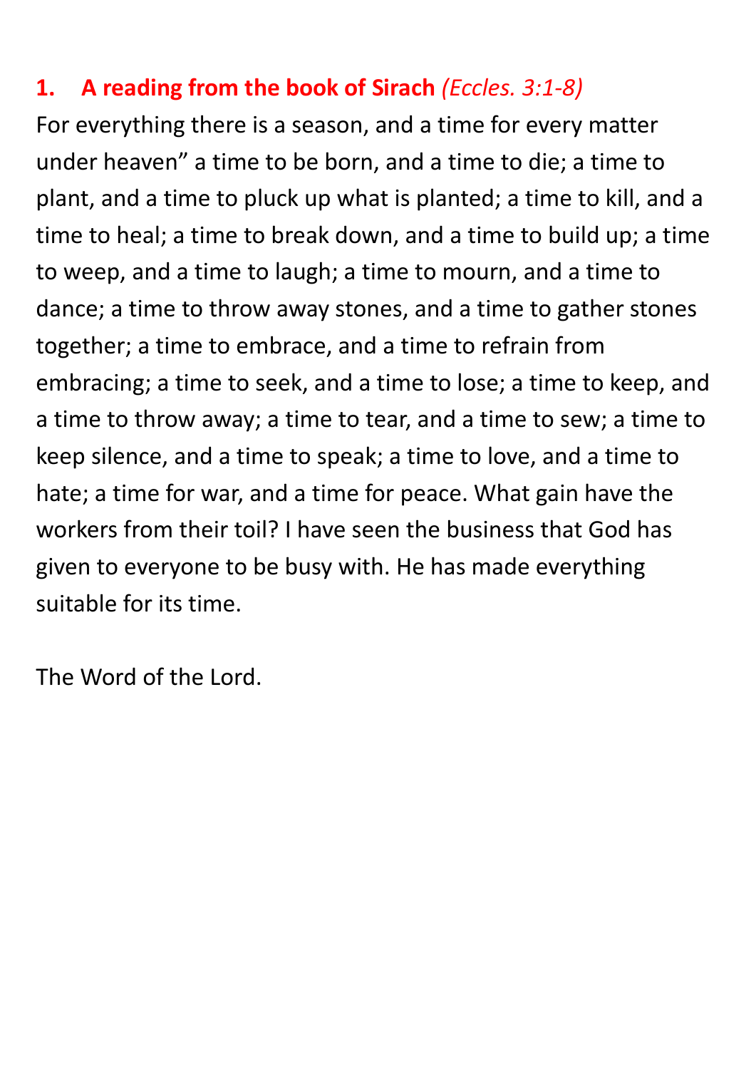## 1. A reading from the book of Sirach *(Eccles. 3:1-8)*

For everything there is a season, and a time for every matter under heaven" a time to be born, and a time to die; a time to plant, and a time to pluck up what is planted; a time to kill, and a time to heal; a time to break down, and a time to build up; a time to weep, and a time to laugh; a time to mourn, and a time to dance; a time to throw away stones, and a time to gather stones together; a time to embrace, and a time to refrain from embracing; a time to seek, and a time to lose; a time to keep, and a time to throw away; a time to tear, and a time to sew; a time to keep silence, and a time to speak; a time to love, and a time to hate; a time for war, and a time for peace. What gain have the workers from their toil? I have seen the business that God has given to everyone to be busy with. He has made everything suitable for its time.

The Word of the Lord.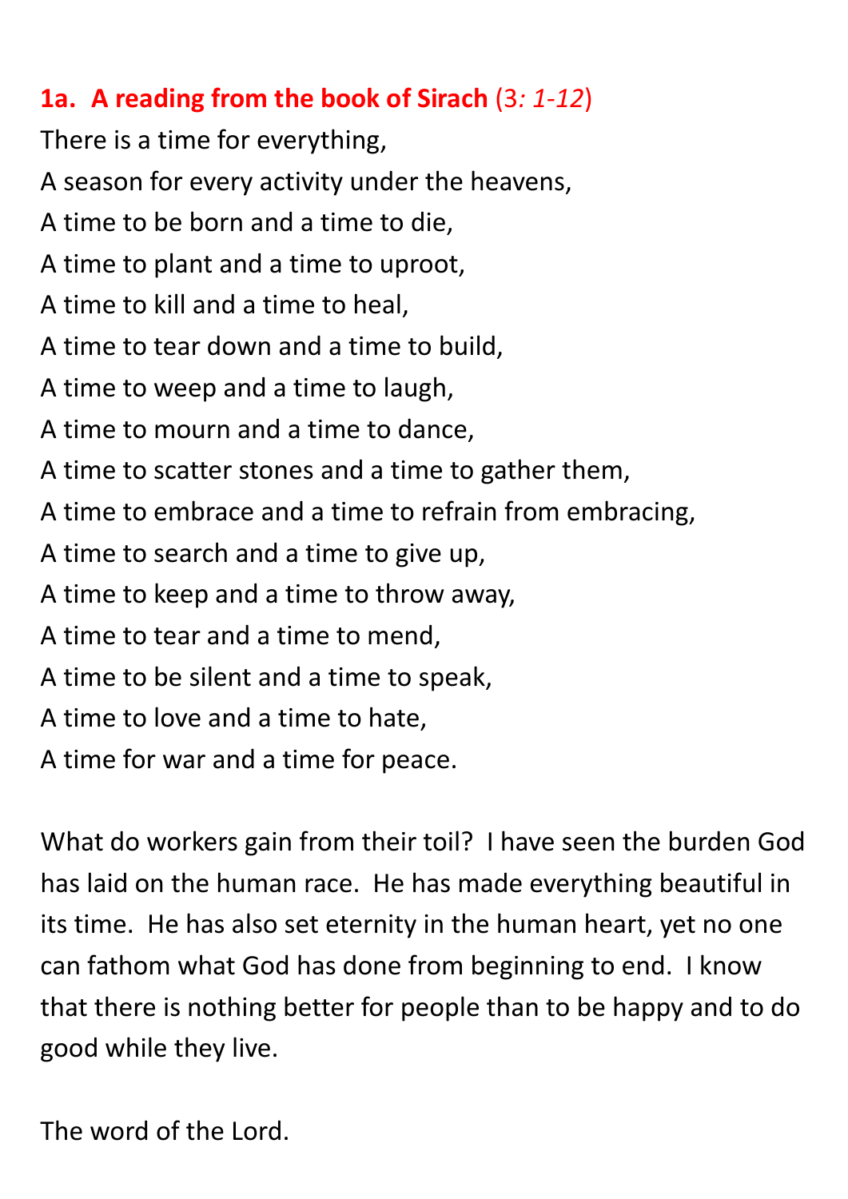**1a. A reading from the book of Sirach** (3*: 1-12*)

There is a time for everything,
A season for every activity under the heavens,
A time to be born and a time to die,
A time to plant and a time to uproot,
A time to kill and a time to heal,
A time to tear down and a time to build,
A time to weep and a time to laugh,
A time to mourn and a time to dance,
A time to scatter stones and a time to gather them,
A time to embrace and a time to refrain from embracing,
A time to search and a time to give up,
A time to keep and a time to throw away,
A time to tear and a time to mend,
A time to be silent and a time to speak,
A time to love and a time to hate,
A time for war and a time for peace.

What do workers gain from their toil? I have seen the burden God has laid on the human race. He has made everything beautiful in its time. He has also set eternity in the human heart, yet no one can fathom what God has done from beginning to end. I know that there is nothing better for people than to be happy and to do good while they live.

The word of the Lord.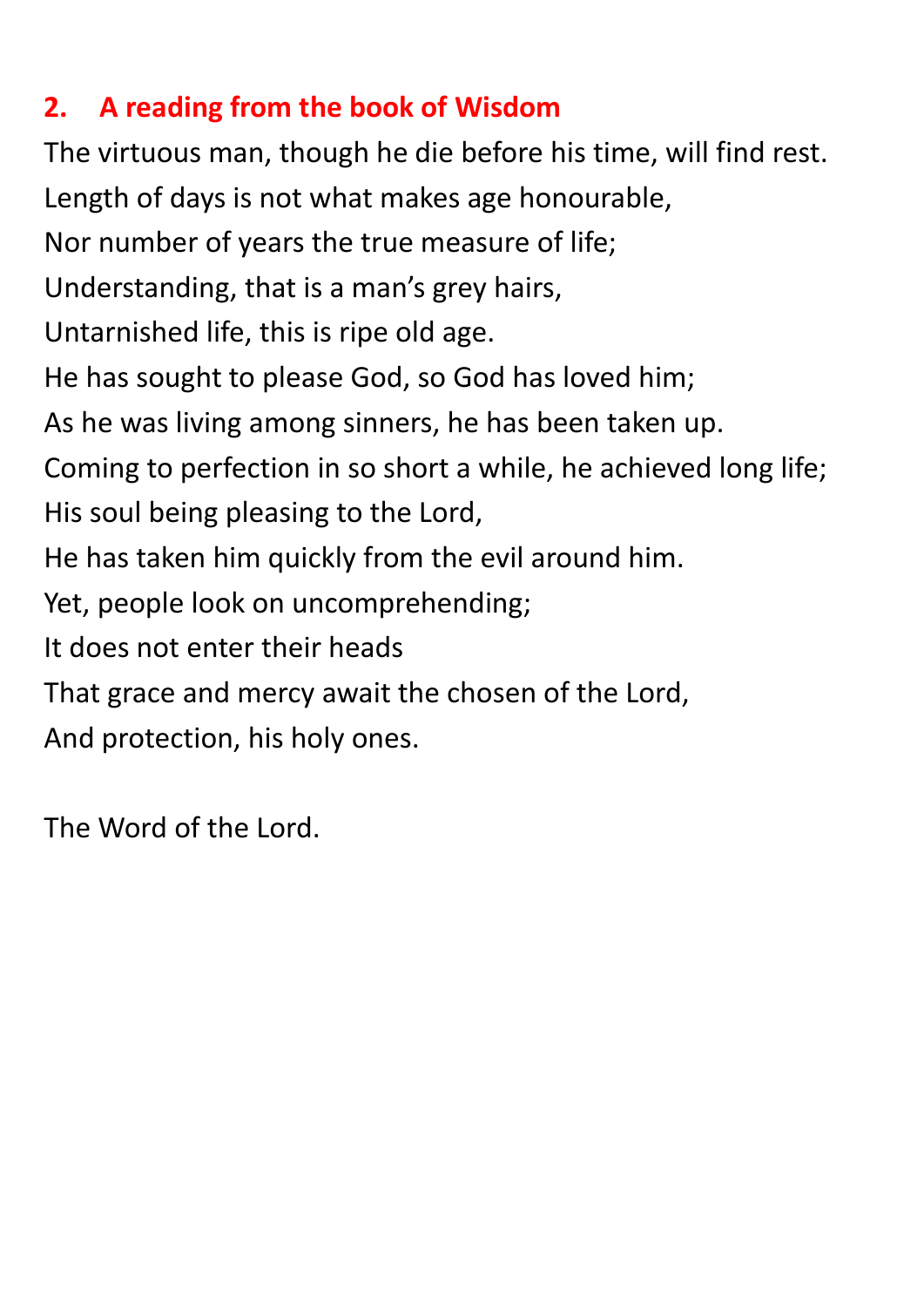## 2. A reading from the book of Wisdom

The virtuous man, though he die before his time, will find rest.
Length of days is not what makes age honourable,
Nor number of years the true measure of life;
Understanding, that is a man's grey hairs,
Untarnished life, this is ripe old age.
He has sought to please God, so God has loved him;
As he was living among sinners, he has been taken up.
Coming to perfection in so short a while, he achieved long life;
His soul being pleasing to the Lord,
He has taken him quickly from the evil around him.
Yet, people look on uncomprehending;
It does not enter their heads
That grace and mercy await the chosen of the Lord,
And protection, his holy ones.

The Word of the Lord.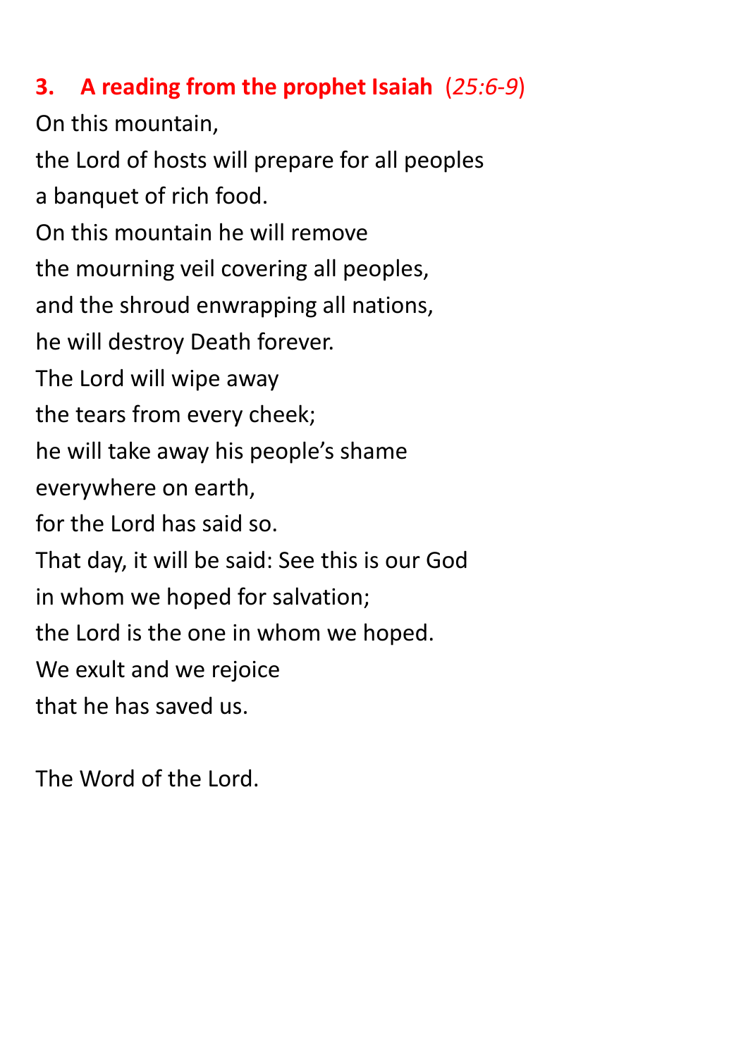### 3. A reading from the prophet Isaiah (*25:6-9*)

On this mountain,
the Lord of hosts will prepare for all peoples
a banquet of rich food.
On this mountain he will remove
the mourning veil covering all peoples,
and the shroud enwrapping all nations,
he will destroy Death forever.
The Lord will wipe away
the tears from every cheek;
he will take away his people's shame
everywhere on earth,
for the Lord has said so.
That day, it will be said: See this is our God
in whom we hoped for salvation;
the Lord is the one in whom we hoped.
We exult and we rejoice
that he has saved us.

The Word of the Lord.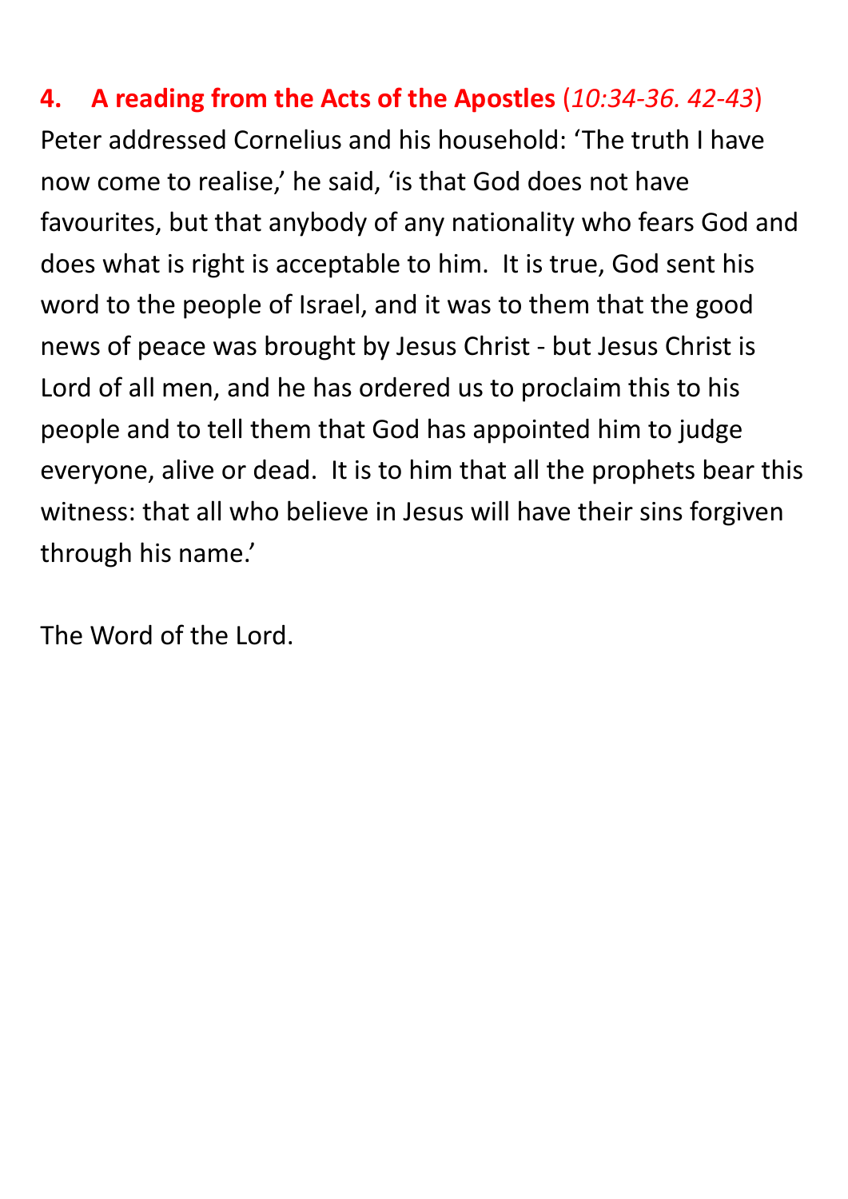**4. A reading from the Acts of the Apostles** (*10:34-36. 42-43*)

Peter addressed Cornelius and his household: 'The truth I have now come to realise,' he said, 'is that God does not have favourites, but that anybody of any nationality who fears God and does what is right is acceptable to him. It is true, God sent his word to the people of Israel, and it was to them that the good news of peace was brought by Jesus Christ - but Jesus Christ is Lord of all men, and he has ordered us to proclaim this to his people and to tell them that God has appointed him to judge everyone, alive or dead. It is to him that all the prophets bear this witness: that all who believe in Jesus will have their sins forgiven through his name.'

The Word of the Lord.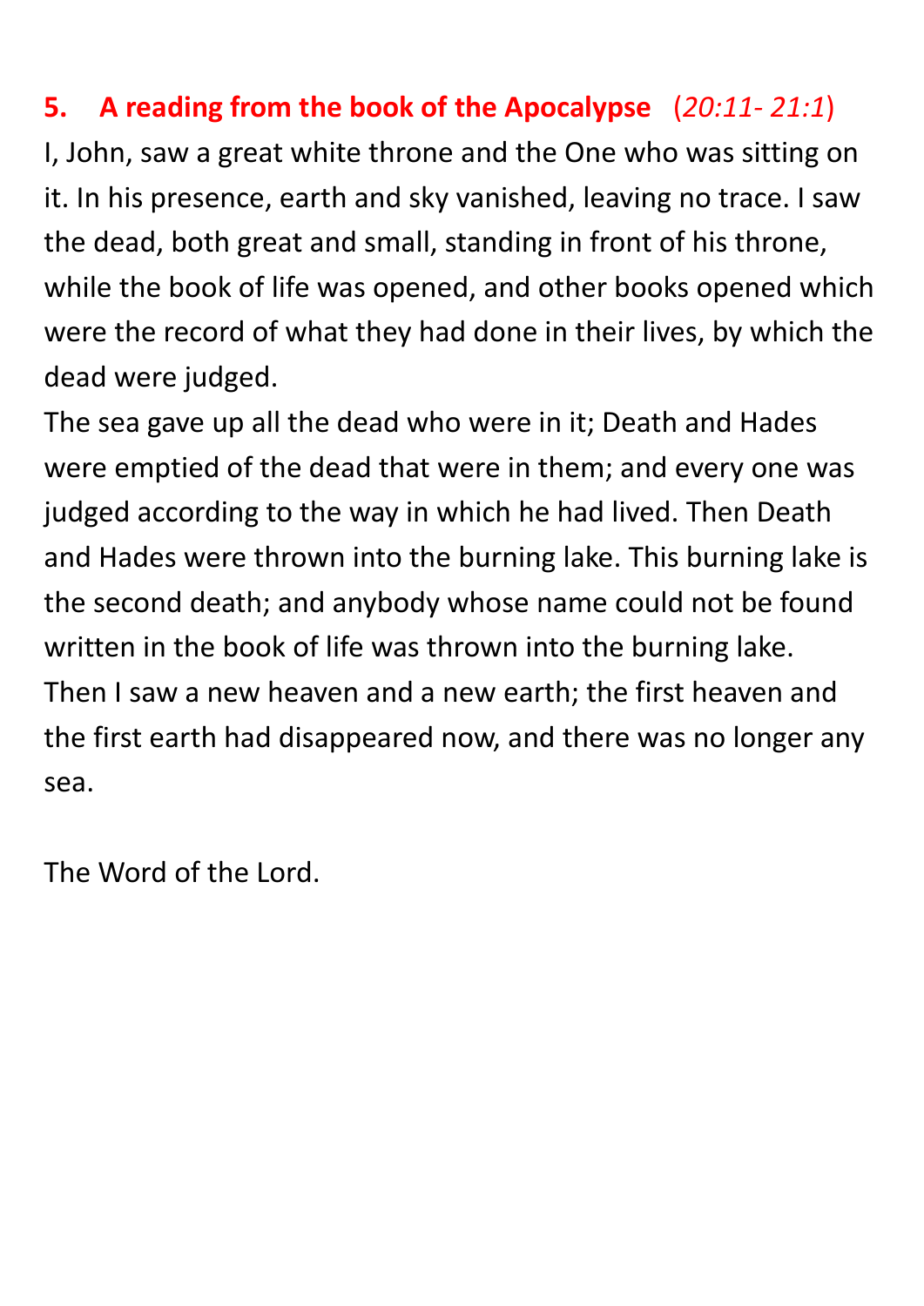**5. A reading from the book of the Apocalypse** (*20:11- 21:1*)

I, John, saw a great white throne and the One who was sitting on it. In his presence, earth and sky vanished, leaving no trace. I saw the dead, both great and small, standing in front of his throne, while the book of life was opened, and other books opened which were the record of what they had done in their lives, by which the dead were judged.

The sea gave up all the dead who were in it; Death and Hades were emptied of the dead that were in them; and every one was judged according to the way in which he had lived. Then Death and Hades were thrown into the burning lake. This burning lake is the second death; and anybody whose name could not be found written in the book of life was thrown into the burning lake.

Then I saw a new heaven and a new earth; the first heaven and the first earth had disappeared now, and there was no longer any sea.

The Word of the Lord.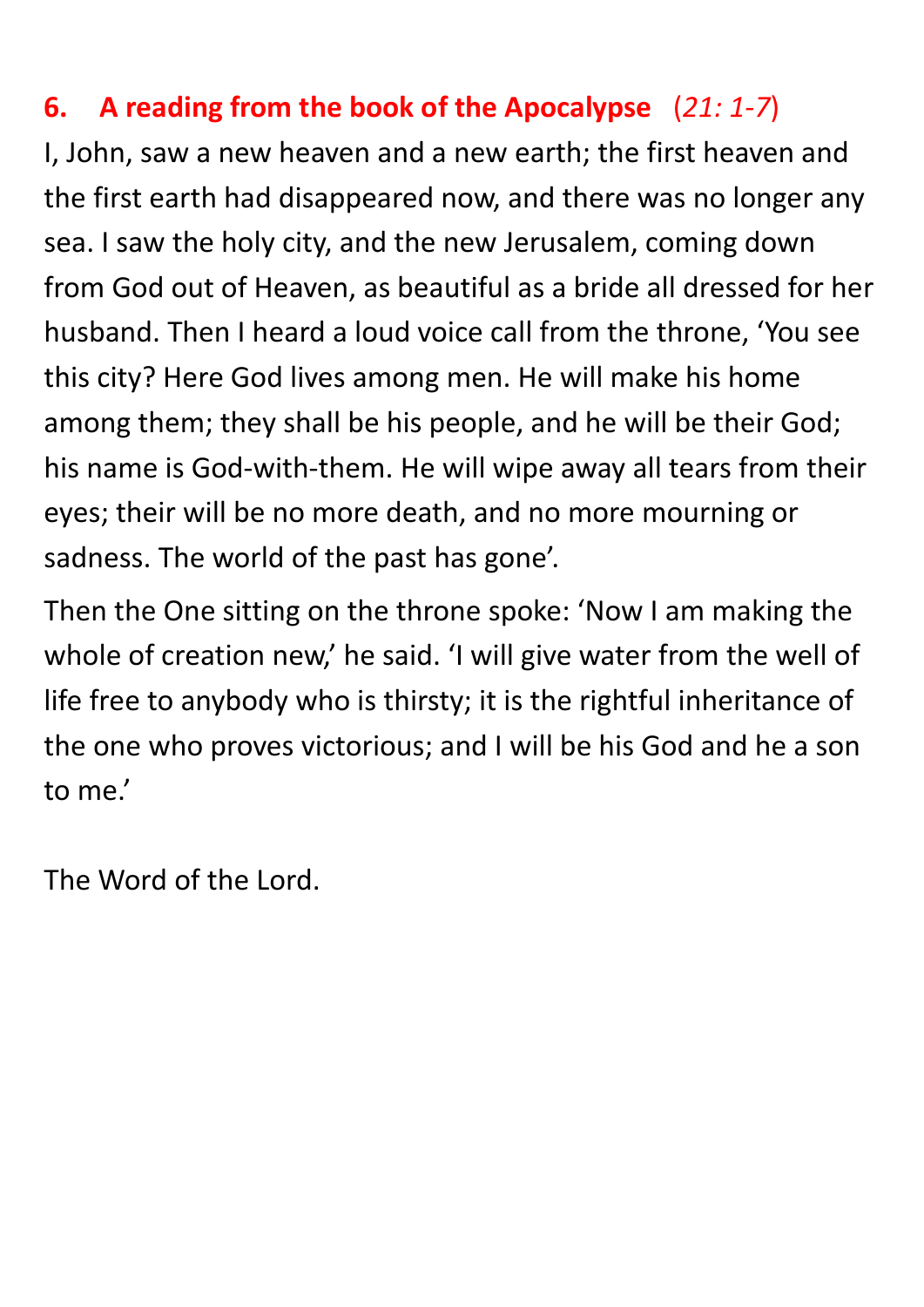## 6. A reading from the book of the Apocalypse (*21: 1-7*)

I, John, saw a new heaven and a new earth; the first heaven and the first earth had disappeared now, and there was no longer any sea. I saw the holy city, and the new Jerusalem, coming down from God out of Heaven, as beautiful as a bride all dressed for her husband. Then I heard a loud voice call from the throne, 'You see this city? Here God lives among men. He will make his home among them; they shall be his people, and he will be their God; his name is God-with-them. He will wipe away all tears from their eyes; their will be no more death, and no more mourning or sadness. The world of the past has gone'.

Then the One sitting on the throne spoke: 'Now I am making the whole of creation new,' he said. 'I will give water from the well of life free to anybody who is thirsty; it is the rightful inheritance of the one who proves victorious; and I will be his God and he a son to me.'

The Word of the Lord.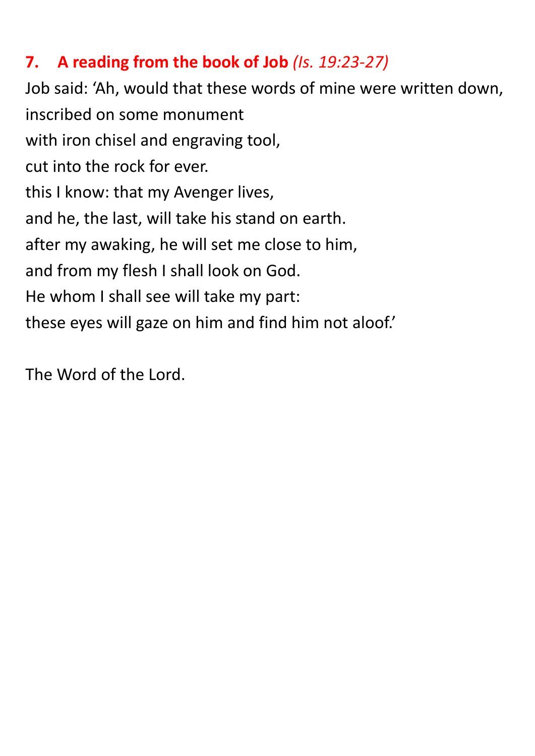## 7. A reading from the book of Job *(Is. 19:23-27)*

Job said: 'Ah, would that these words of mine were written down,
inscribed on some monument
with iron chisel and engraving tool,
cut into the rock for ever.
this I know: that my Avenger lives,
and he, the last, will take his stand on earth.
after my awaking, he will set me close to him,
and from my flesh I shall look on God.
He whom I shall see will take my part:
these eyes will gaze on him and find him not aloof.'

The Word of the Lord.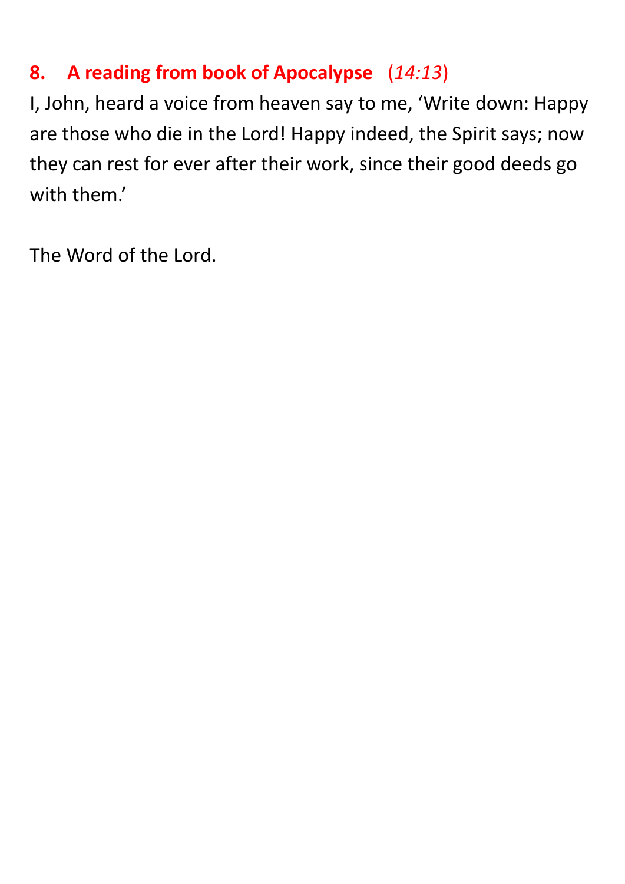## 8. A reading from book of Apocalypse (*14:13*)

I, John, heard a voice from heaven say to me, 'Write down: Happy are those who die in the Lord! Happy indeed, the Spirit says; now they can rest for ever after their work, since their good deeds go with them.'

The Word of the Lord.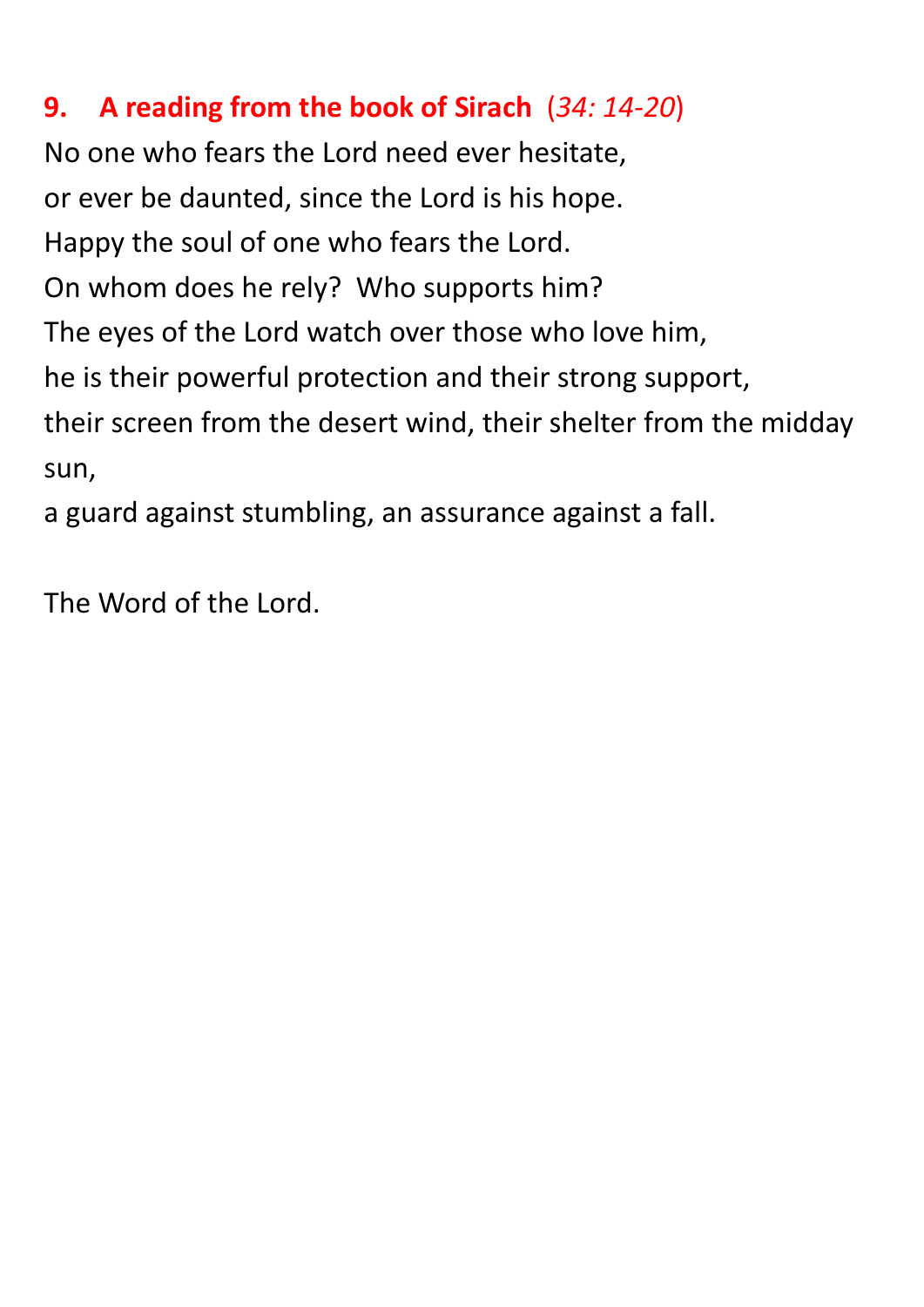**9. A reading from the book of Sirach** (*34: 14-20*)

No one who fears the Lord need ever hesitate,
or ever be daunted, since the Lord is his hope.
Happy the soul of one who fears the Lord.
On whom does he rely? Who supports him?
The eyes of the Lord watch over those who love him,
he is their powerful protection and their strong support,
their screen from the desert wind, their shelter from the midday sun,
a guard against stumbling, an assurance against a fall.

The Word of the Lord.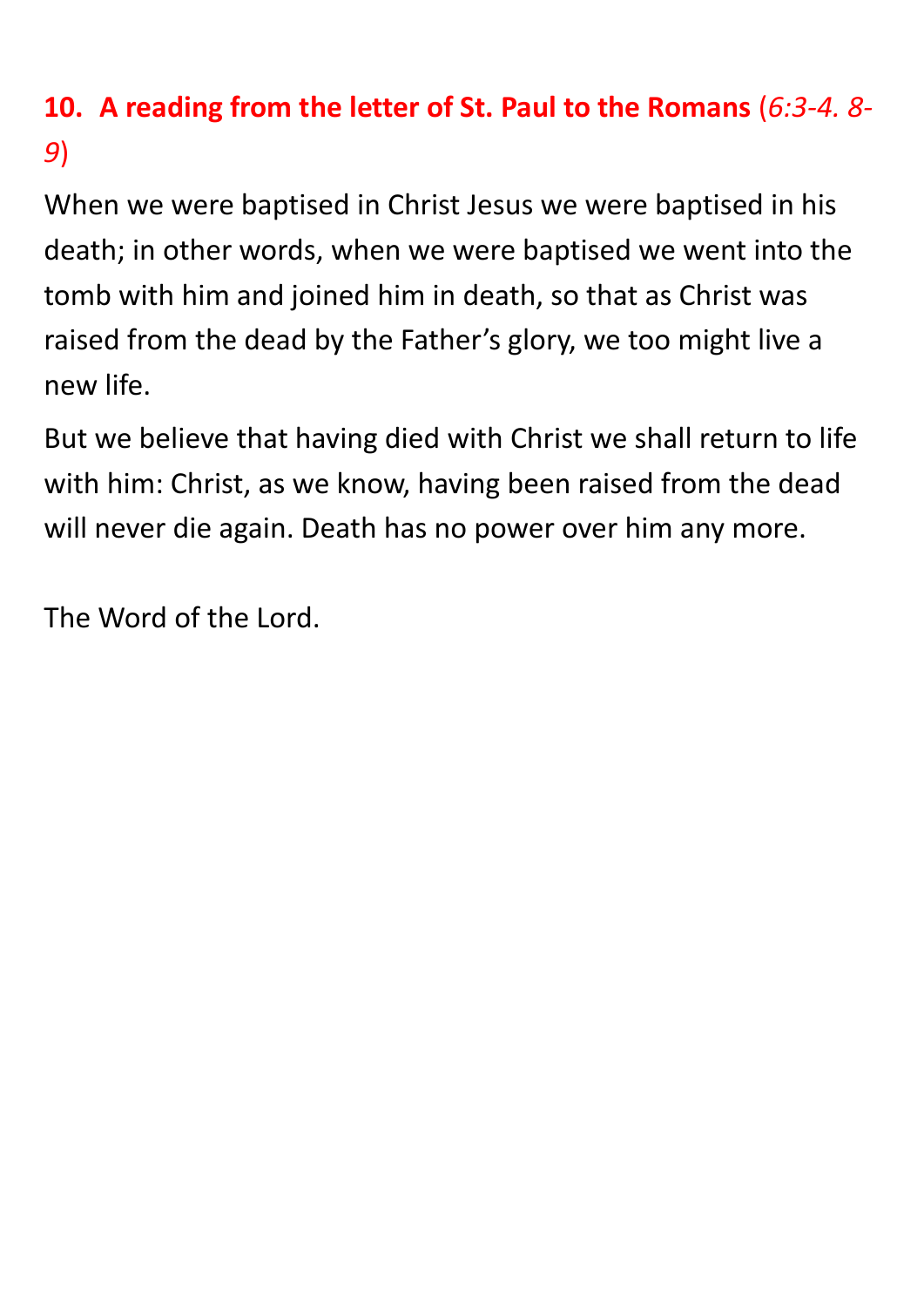## 10. A reading from the letter of St. Paul to the Romans (*6:3-4. 8-9*)

When we were baptised in Christ Jesus we were baptised in his death; in other words, when we were baptised we went into the tomb with him and joined him in death, so that as Christ was raised from the dead by the Father's glory, we too might live a new life.

But we believe that having died with Christ we shall return to life with him: Christ, as we know, having been raised from the dead will never die again. Death has no power over him any more.

The Word of the Lord.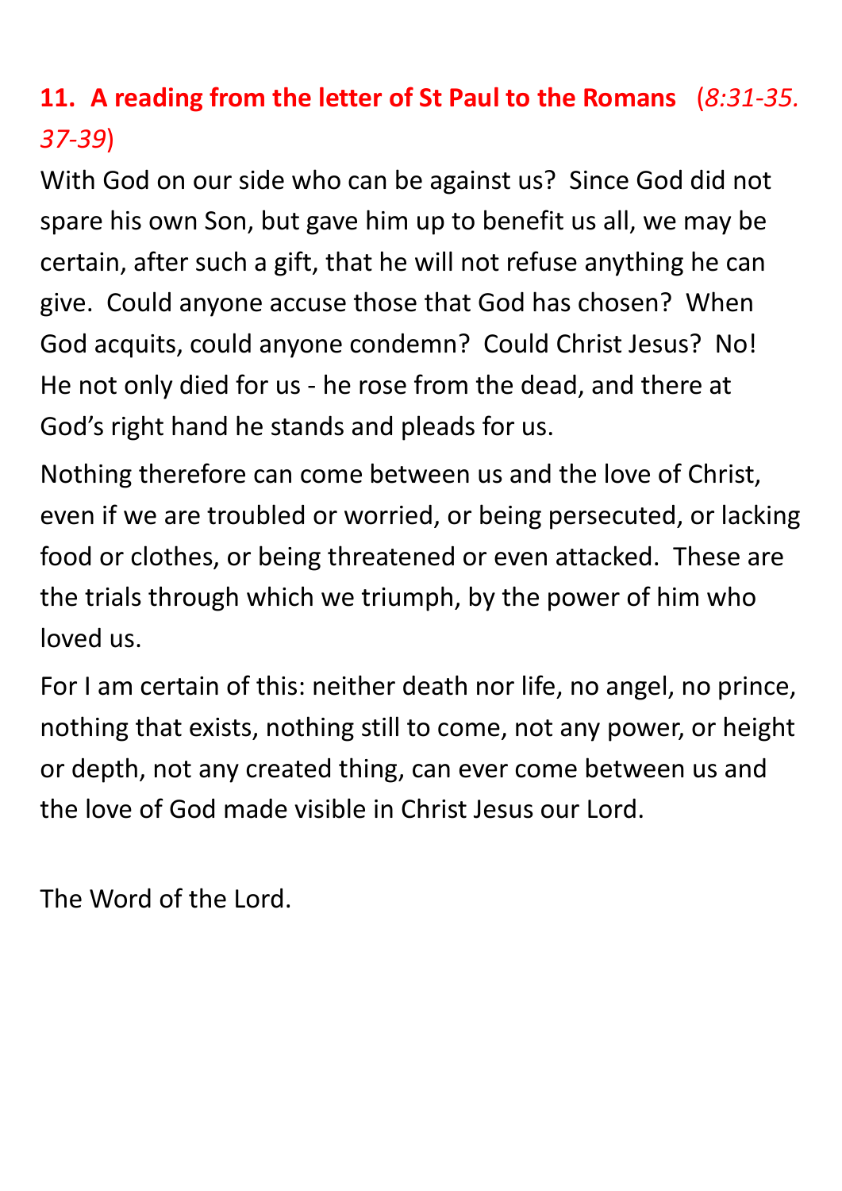## **11. A reading from the letter of St Paul to the Romans** (*8:31-35. 37-39*)

With God on our side who can be against us? Since God did not spare his own Son, but gave him up to benefit us all, we may be certain, after such a gift, that he will not refuse anything he can give. Could anyone accuse those that God has chosen? When God acquits, could anyone condemn? Could Christ Jesus? No! He not only died for us - he rose from the dead, and there at God's right hand he stands and pleads for us.

Nothing therefore can come between us and the love of Christ, even if we are troubled or worried, or being persecuted, or lacking food or clothes, or being threatened or even attacked. These are the trials through which we triumph, by the power of him who loved us.

For I am certain of this: neither death nor life, no angel, no prince, nothing that exists, nothing still to come, not any power, or height or depth, not any created thing, can ever come between us and the love of God made visible in Christ Jesus our Lord.

The Word of the Lord.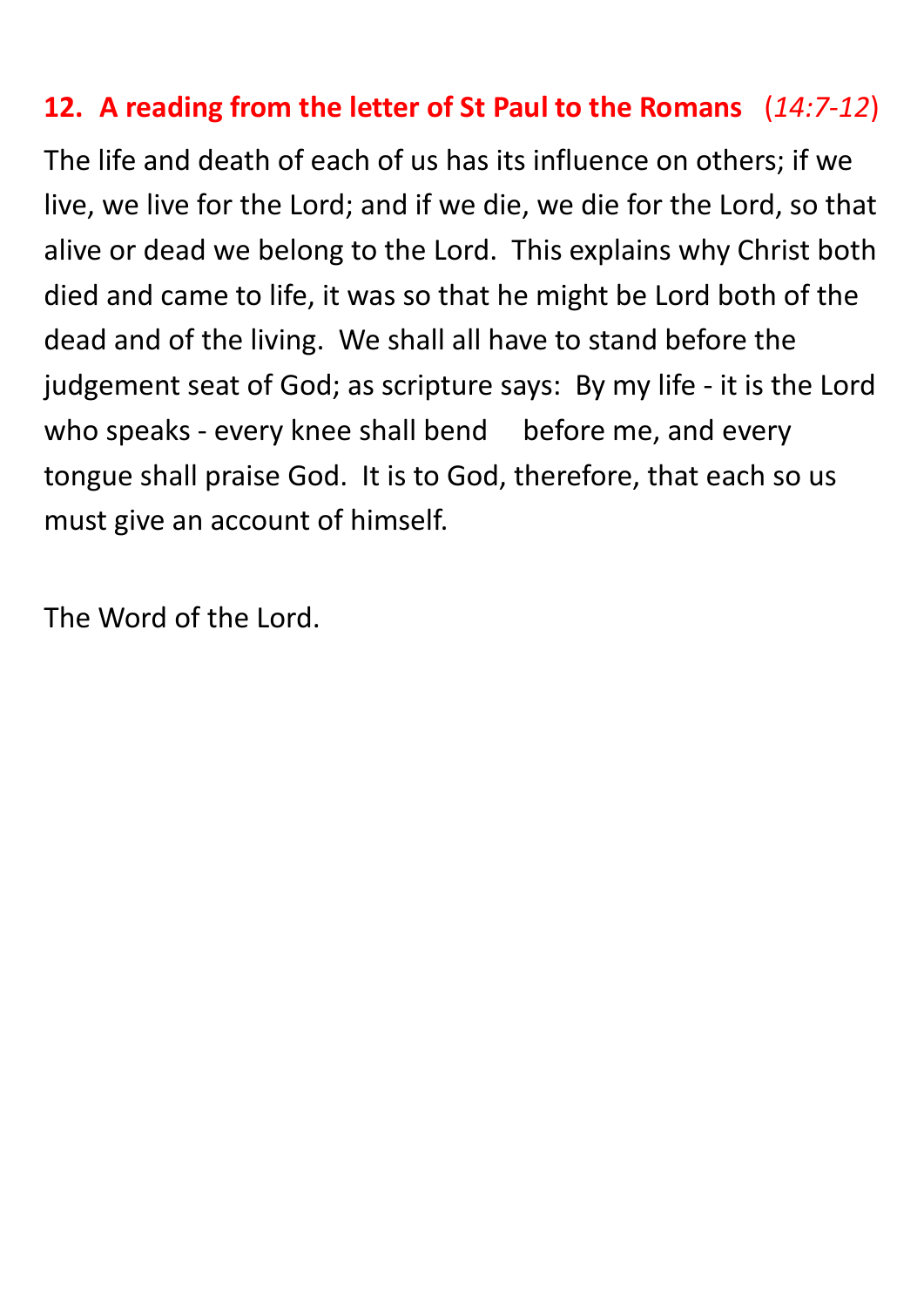## 12. A reading from the letter of St Paul to the Romans (*14:7-12*)

The life and death of each of us has its influence on others; if we live, we live for the Lord; and if we die, we die for the Lord, so that alive or dead we belong to the Lord. This explains why Christ both died and came to life, it was so that he might be Lord both of the dead and of the living. We shall all have to stand before the judgement seat of God; as scripture says: By my life - it is the Lord who speaks - every knee shall bend before me, and every tongue shall praise God. It is to God, therefore, that each so us must give an account of himself.

The Word of the Lord.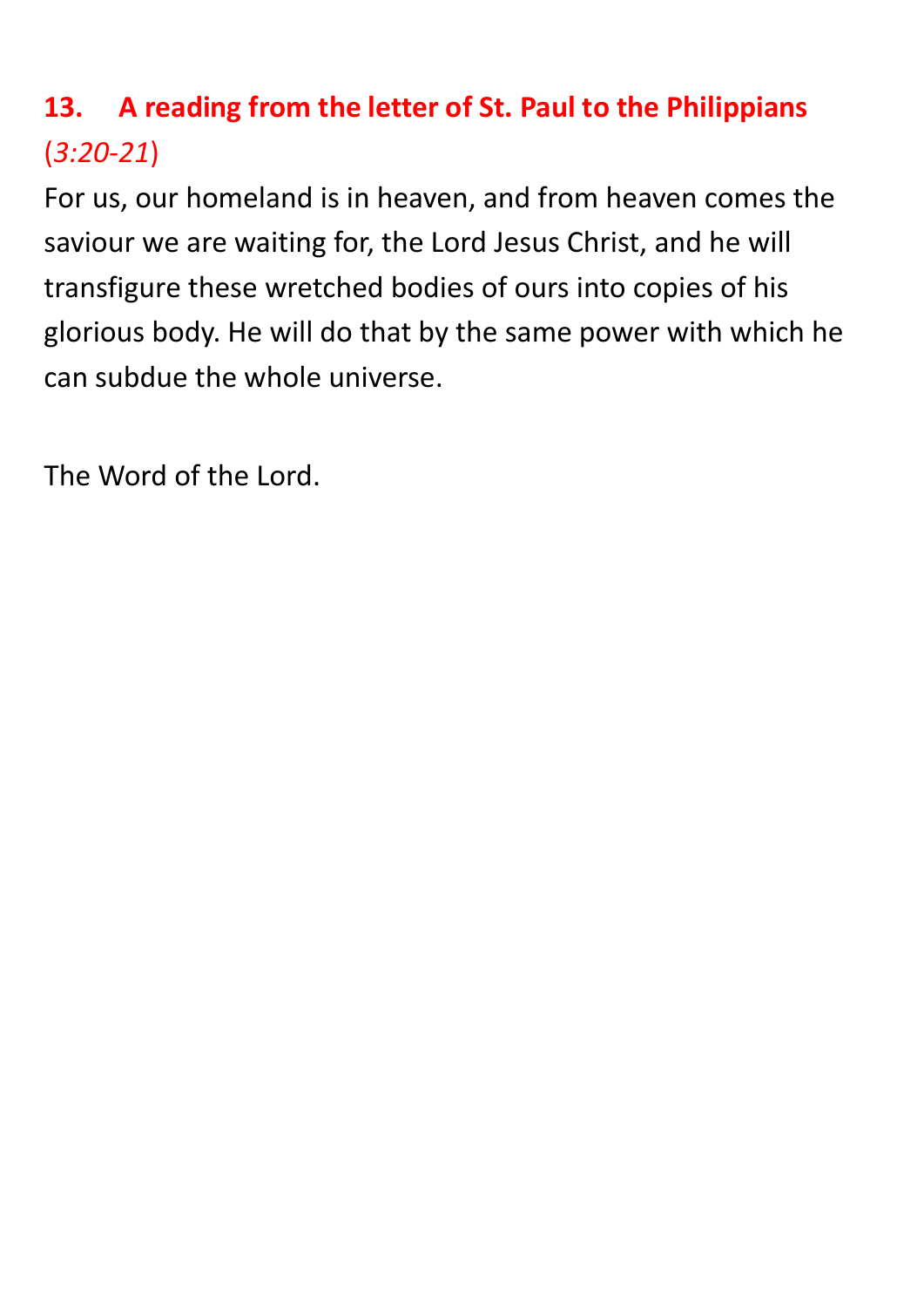## 13. A reading from the letter of St. Paul to the Philippians (*3:20-21*)

For us, our homeland is in heaven, and from heaven comes the saviour we are waiting for, the Lord Jesus Christ, and he will transfigure these wretched bodies of ours into copies of his glorious body. He will do that by the same power with which he can subdue the whole universe.

The Word of the Lord.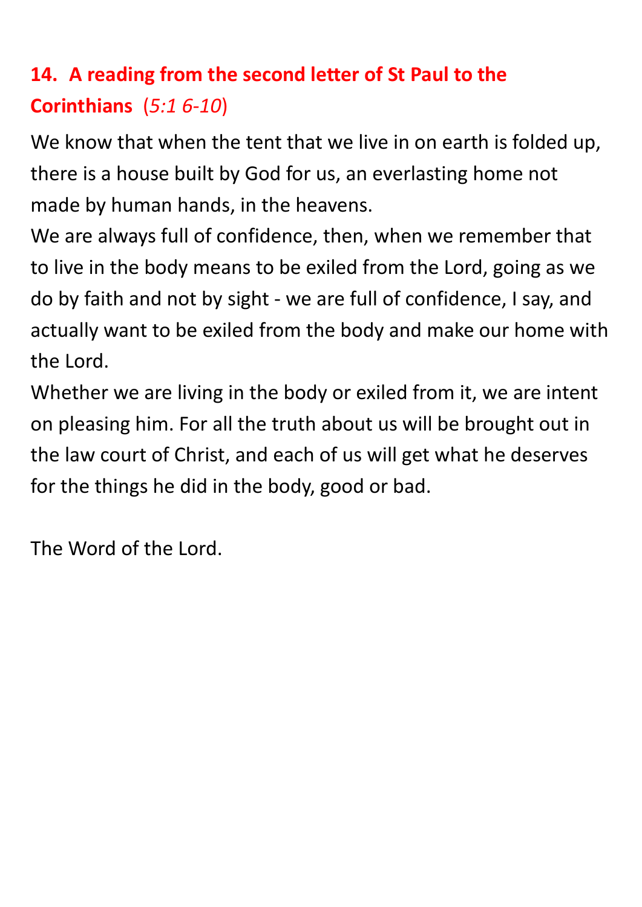## **14. A reading from the second letter of St Paul to the Corinthians** (*5:1 6-10*)

We know that when the tent that we live in on earth is folded up, there is a house built by God for us, an everlasting home not made by human hands, in the heavens.

We are always full of confidence, then, when we remember that to live in the body means to be exiled from the Lord, going as we do by faith and not by sight - we are full of confidence, I say, and actually want to be exiled from the body and make our home with the Lord.

Whether we are living in the body or exiled from it, we are intent on pleasing him. For all the truth about us will be brought out in the law court of Christ, and each of us will get what he deserves for the things he did in the body, good or bad.

The Word of the Lord.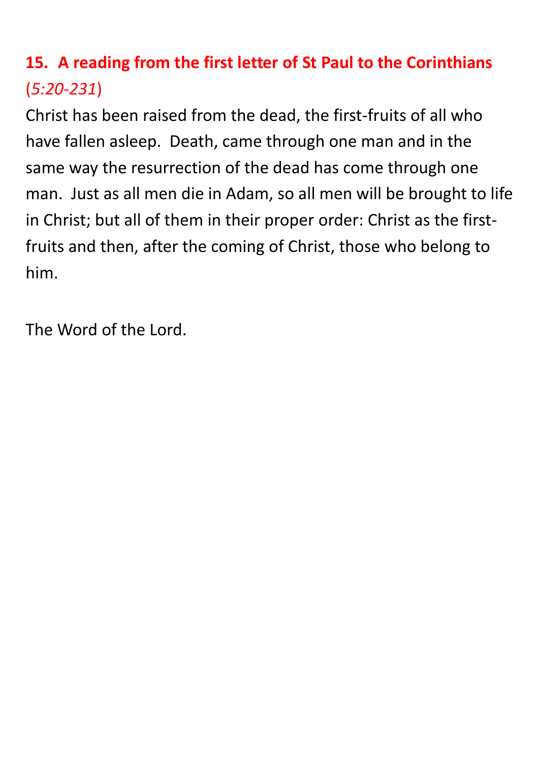## 15. A reading from the first letter of St Paul to the Corinthians (*5:20-231*)

Christ has been raised from the dead, the first-fruits of all who have fallen asleep. Death, came through one man and in the same way the resurrection of the dead has come through one man. Just as all men die in Adam, so all men will be brought to life in Christ; but all of them in their proper order: Christ as the first-fruits and then, after the coming of Christ, those who belong to him.

The Word of the Lord.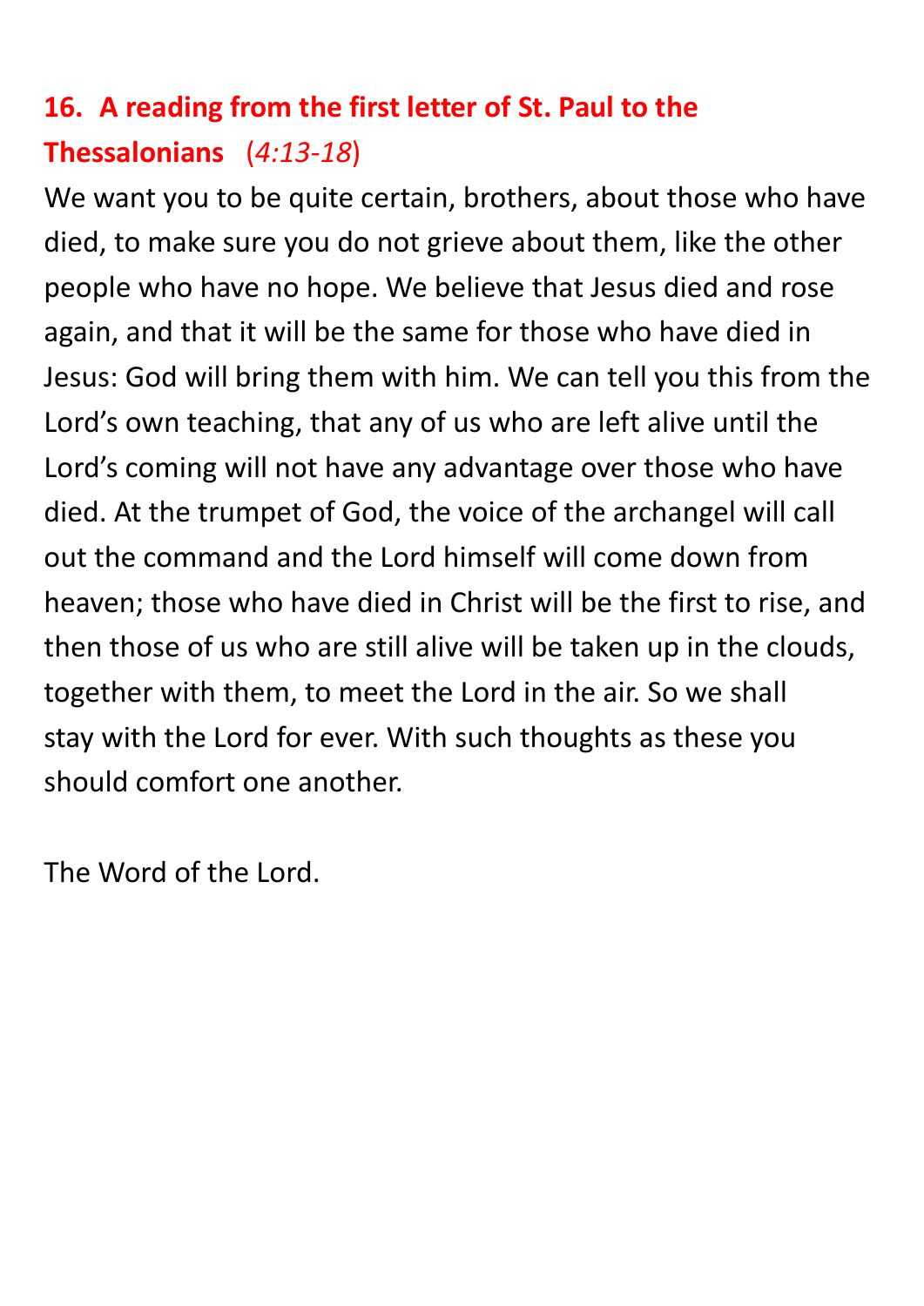## **16. A reading from the first letter of St. Paul to the Thessalonians** (*4:13-18*)

We want you to be quite certain, brothers, about those who have died, to make sure you do not grieve about them, like the other people who have no hope. We believe that Jesus died and rose again, and that it will be the same for those who have died in Jesus: God will bring them with him. We can tell you this from the Lord's own teaching, that any of us who are left alive until the Lord's coming will not have any advantage over those who have died. At the trumpet of God, the voice of the archangel will call out the command and the Lord himself will come down from heaven; those who have died in Christ will be the first to rise, and then those of us who are still alive will be taken up in the clouds, together with them, to meet the Lord in the air. So we shall stay with the Lord for ever. With such thoughts as these you should comfort one another.

The Word of the Lord.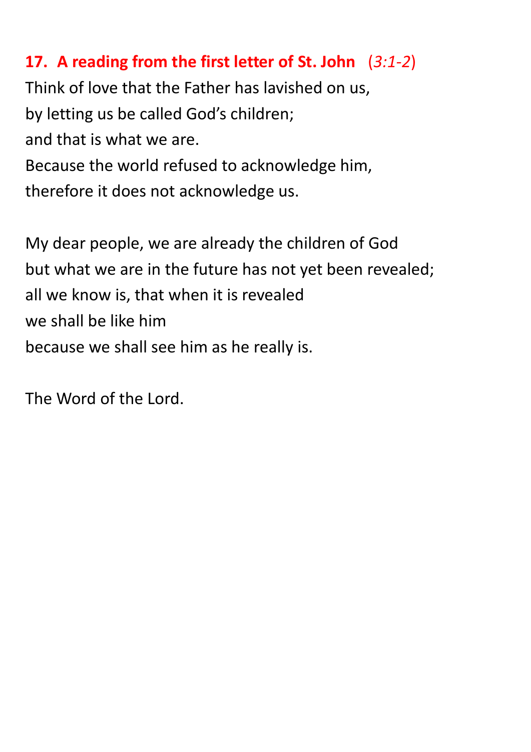### **17. A reading from the first letter of St. John** (*3:1-2*)

Think of love that the Father has lavished on us,
by letting us be called God's children;
and that is what we are.
Because the world refused to acknowledge him,
therefore it does not acknowledge us.

My dear people, we are already the children of God
but what we are in the future has not yet been revealed;
all we know is, that when it is revealed
we shall be like him
because we shall see him as he really is.

The Word of the Lord.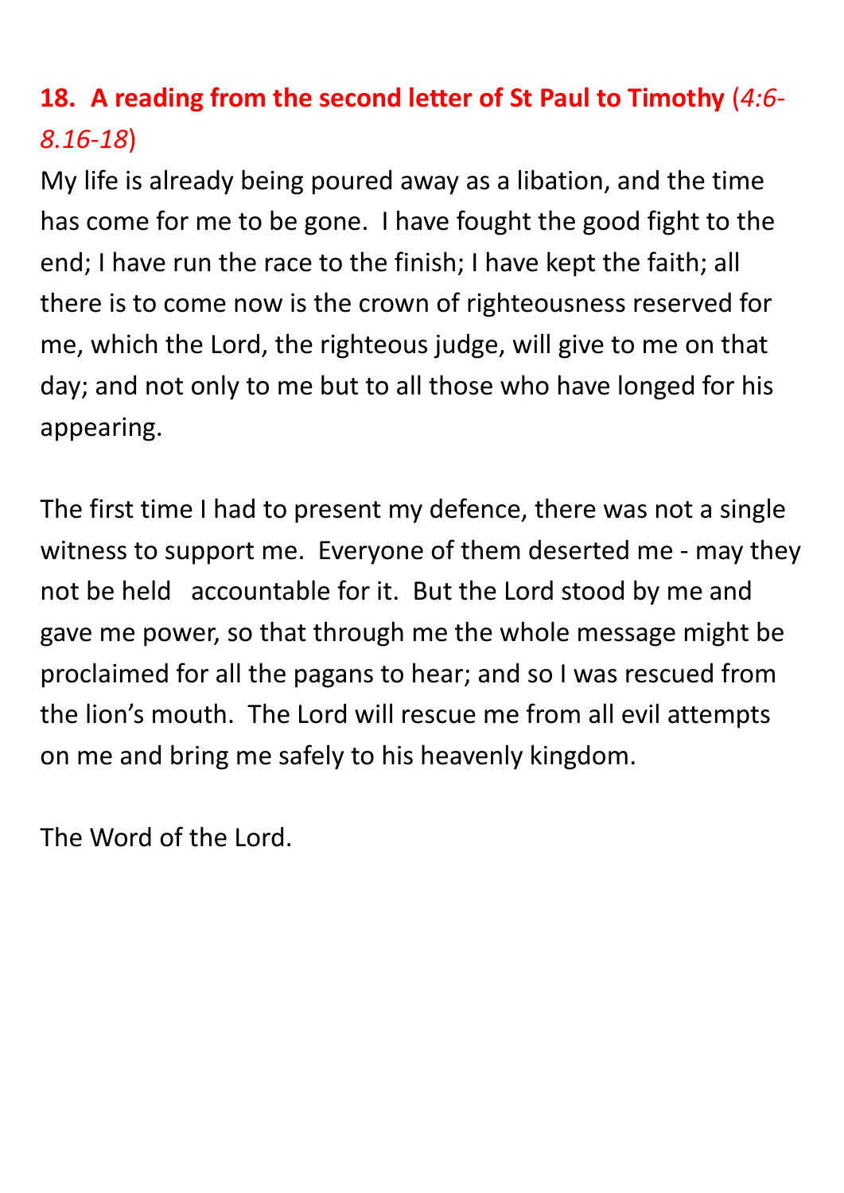## 18. A reading from the second letter of St Paul to Timothy (*4:6-8.16-18*)

My life is already being poured away as a libation, and the time has come for me to be gone. I have fought the good fight to the end; I have run the race to the finish; I have kept the faith; all there is to come now is the crown of righteousness reserved for me, which the Lord, the righteous judge, will give to me on that day; and not only to me but to all those who have longed for his appearing.

The first time I had to present my defence, there was not a single witness to support me. Everyone of them deserted me - may they not be held accountable for it. But the Lord stood by me and gave me power, so that through me the whole message might be proclaimed for all the pagans to hear; and so I was rescued from the lion's mouth. The Lord will rescue me from all evil attempts on me and bring me safely to his heavenly kingdom.

The Word of the Lord.